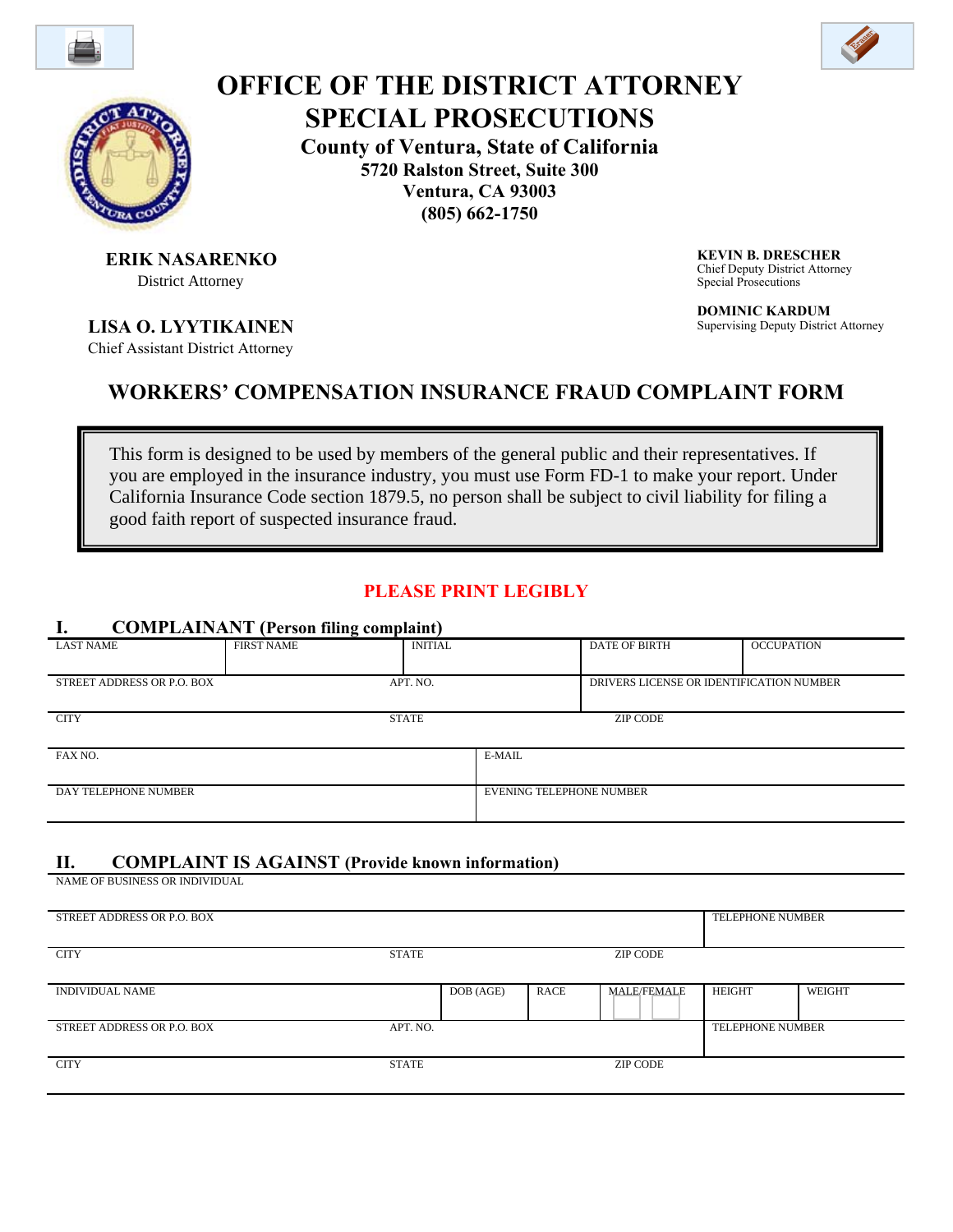# OFFICE OF THE DISTRICT ATTORNEY
# SPECIAL PROSECUTIONS

**County of Ventura, State of California**
**5720 Ralston Street, Suite 300**
**Ventura, CA 93003**
**(805) 662-1750**

**ERIK NASARENKO**
District Attorney

**LISA O. LYYTIKAINEN**
Chief Assistant District Attorney

**KEVIN B. DRESCHER**
Chief Deputy District Attorney
Special Prosecutions

**DOMINIC KARDUM**
Supervising Deputy District Attorney

## WORKERS' COMPENSATION INSURANCE FRAUD COMPLAINT FORM

This form is designed to be used by members of the general public and their representatives. If you are employed in the insurance industry, you must use Form FD-1 to make your report. Under California Insurance Code section 1879.5, no person shall be subject to civil liability for filing a good faith report of suspected insurance fraud.

**PLEASE PRINT LEGIBLY**

### I. COMPLAINANT (Person filing complaint)

| LAST NAME | FIRST NAME | INITIAL | DATE OF BIRTH | OCCUPATION |
|---|---|---|---|---|
| | | | | |

| STREET ADDRESS OR P.O. BOX | APT. NO. | DRIVERS LICENSE OR IDENTIFICATION NUMBER |
|---|---|---|
| | | |

| CITY | STATE | ZIP CODE |
|---|---|---|
| | | |

| FAX NO. | E-MAIL |
|---|---|
| | |

| DAY TELEPHONE NUMBER | EVENING TELEPHONE NUMBER |
|---|---|
| | |

### II. COMPLAINT IS AGAINST (Provide known information)

| NAME OF BUSINESS OR INDIVIDUAL |
|---|
| |

| STREET ADDRESS OR P.O. BOX | TELEPHONE NUMBER |
|---|---|
| | |

| CITY | STATE | ZIP CODE |
|---|---|---|
| | | |

| INDIVIDUAL NAME | DOB (AGE) | RACE | MALE/FEMALE | HEIGHT | WEIGHT |
|---|---|---|---|---|---|
| | | | | | |

| STREET ADDRESS OR P.O. BOX | APT. NO. | TELEPHONE NUMBER |
|---|---|---|
| | | |

| CITY | STATE | ZIP CODE |
|---|---|---|
| | | |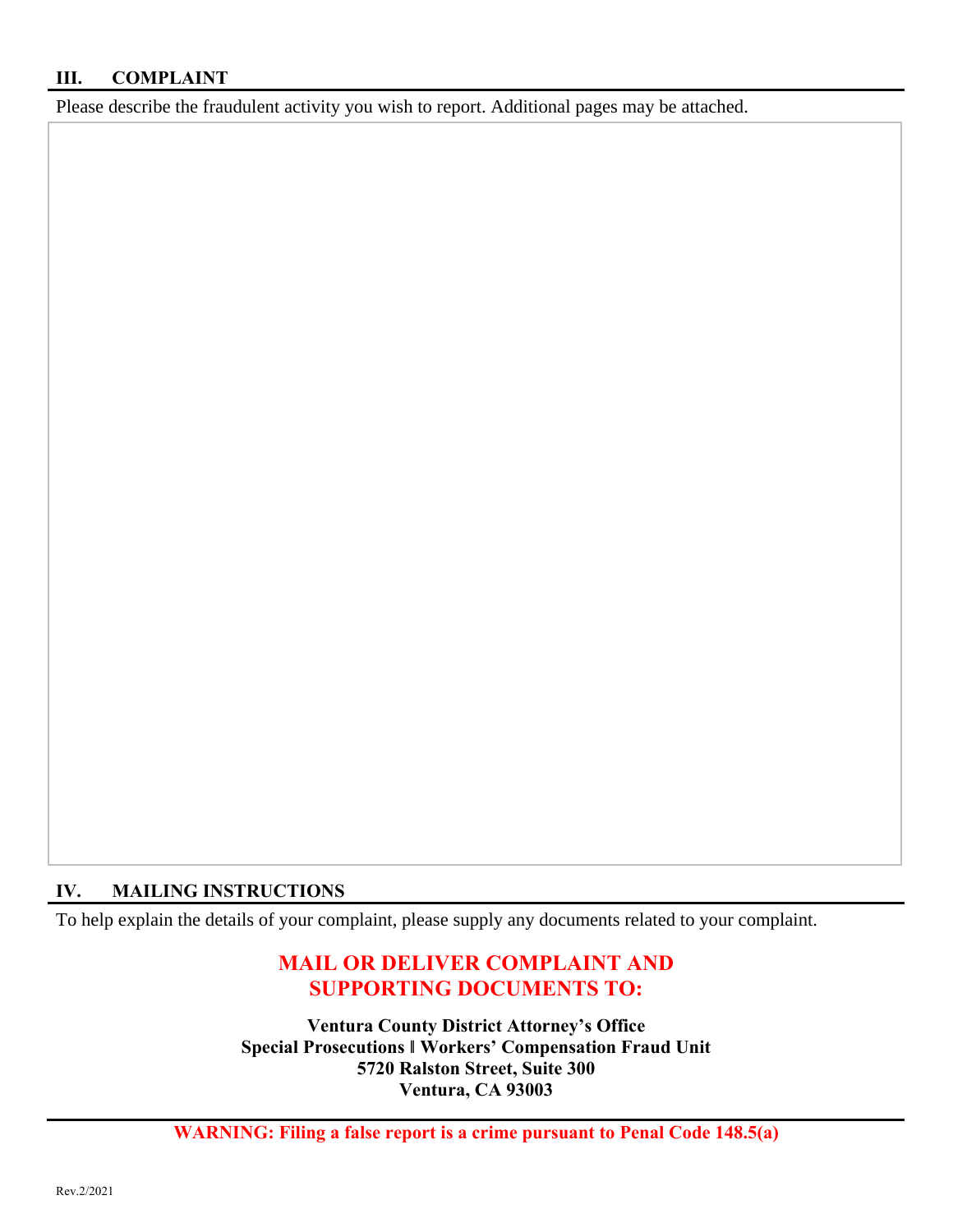## III. COMPLAINT

Please describe the fraudulent activity you wish to report. Additional pages may be attached.

## IV. MAILING INSTRUCTIONS

To help explain the details of your complaint, please supply any documents related to your complaint.

**MAIL OR DELIVER COMPLAINT AND SUPPORTING DOCUMENTS TO:**

**Ventura County District Attorney's Office**
**Special Prosecutions ‖ Workers' Compensation Fraud Unit**
**5720 Ralston Street, Suite 300**
**Ventura, CA 93003**

**WARNING: Filing a false report is a crime pursuant to Penal Code 148.5(a)**

Rev.2/2021